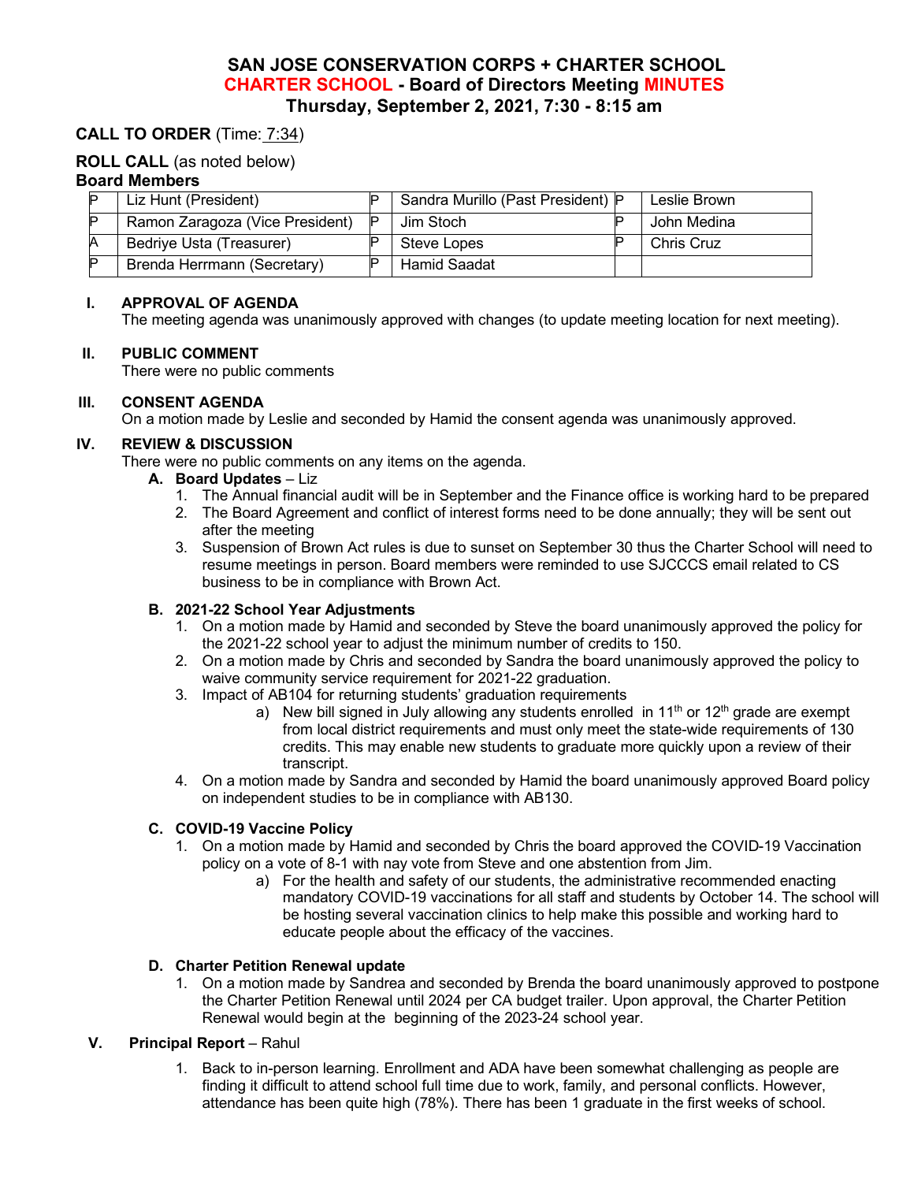# SAN JOSE CONSERVATION CORPS + CHARTER SCHOOL

## CHARTER SCHOOL - Board of Directors Meeting MINUTES

### Thursday, September 2, 2021, 7:30 - 8:15 am

**CALL TO ORDER** (Time: 7:34)

**ROLL CALL** (as noted below)

**Board Members**

| | | | | | |
|---|---|---|---|---|---|
| P | Liz Hunt (President) | P | Sandra Murillo (Past President) | P | Leslie Brown |
| P | Ramon Zaragoza (Vice President) | P | Jim Stoch | P | John Medina |
| A | Bedriye Usta (Treasurer) | P | Steve Lopes | P | Chris Cruz |
| P | Brenda Herrmann (Secretary) | P | Hamid Saadat | | |

**I. APPROVAL OF AGENDA**

The meeting agenda was unanimously approved with changes (to update meeting location for next meeting).

**II. PUBLIC COMMENT**

There were no public comments

**III. CONSENT AGENDA**

On a motion made by Leslie and seconded by Hamid the consent agenda was unanimously approved.

**IV. REVIEW & DISCUSSION**

There were no public comments on any items on the agenda.

**A. Board Updates** – Liz

1. The Annual financial audit will be in September and the Finance office is working hard to be prepared
2. The Board Agreement and conflict of interest forms need to be done annually; they will be sent out after the meeting
3. Suspension of Brown Act rules is due to sunset on September 30 thus the Charter School will need to resume meetings in person. Board members were reminded to use SJCCCS email related to CS business to be in compliance with Brown Act.

**B. 2021-22 School Year Adjustments**

1. On a motion made by Hamid and seconded by Steve the board unanimously approved the policy for the 2021-22 school year to adjust the minimum number of credits to 150.
2. On a motion made by Chris and seconded by Sandra the board unanimously approved the policy to waive community service requirement for 2021-22 graduation.
3. Impact of AB104 for returning students' graduation requirements
   a) New bill signed in July allowing any students enrolled in 11th or 12th grade are exempt from local district requirements and must only meet the state-wide requirements of 130 credits. This may enable new students to graduate more quickly upon a review of their transcript.
4. On a motion made by Sandra and seconded by Hamid the board unanimously approved Board policy on independent studies to be in compliance with AB130.

**C. COVID-19 Vaccine Policy**

1. On a motion made by Hamid and seconded by Chris the board approved the COVID-19 Vaccination policy on a vote of 8-1 with nay vote from Steve and one abstention from Jim.
   a) For the health and safety of our students, the administrative recommended enacting mandatory COVID-19 vaccinations for all staff and students by October 14. The school will be hosting several vaccination clinics to help make this possible and working hard to educate people about the efficacy of the vaccines.

**D. Charter Petition Renewal update**

1. On a motion made by Sandrea and seconded by Brenda the board unanimously approved to postpone the Charter Petition Renewal until 2024 per CA budget trailer. Upon approval, the Charter Petition Renewal would begin at the beginning of the 2023-24 school year.

**V. Principal Report** – Rahul

1. Back to in-person learning. Enrollment and ADA have been somewhat challenging as people are finding it difficult to attend school full time due to work, family, and personal conflicts. However, attendance has been quite high (78%). There has been 1 graduate in the first weeks of school.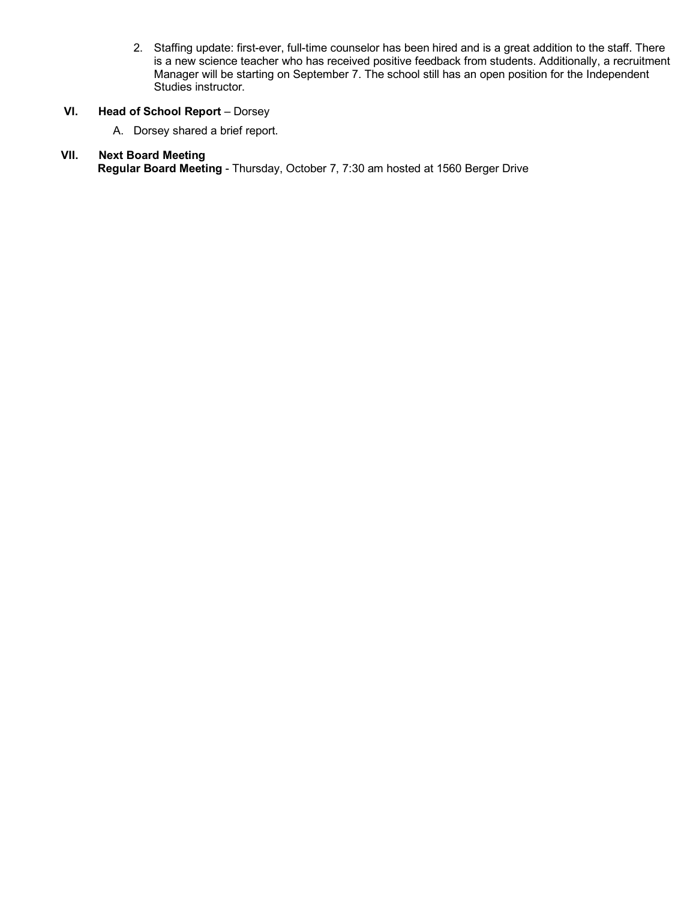2. Staffing update: first-ever, full-time counselor has been hired and is a great addition to the staff. There is a new science teacher who has received positive feedback from students. Additionally, a recruitment Manager will be starting on September 7. The school still has an open position for the Independent Studies instructor.

**VI. Head of School Report** – Dorsey

A. Dorsey shared a brief report.

**VII. Next Board Meeting**

**Regular Board Meeting** - Thursday, October 7, 7:30 am hosted at 1560 Berger Drive